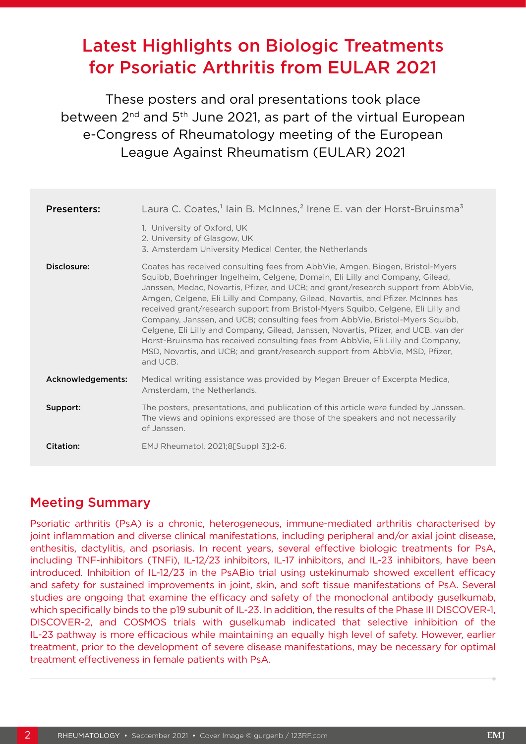# Latest Highlights on Biologic Treatments for Psoriatic Arthritis from EULAR 2021

These posters and oral presentations took place between 2nd and 5th June 2021, as part of the virtual European e-Congress of Rheumatology meeting of the European League Against Rheumatism (EULAR) 2021

| | |
|---|---|
| **Presenters:** | Laura C. Coates,[1] Iain B. McInnes,[2] Irene E. van der Horst-Bruinsma[3]<br>1. University of Oxford, UK<br>2. University of Glasgow, UK<br>3. Amsterdam University Medical Center, the Netherlands |
| **Disclosure:** | Coates has received consulting fees from AbbVie, Amgen, Biogen, Bristol-Myers Squibb, Boehringer Ingelheim, Celgene, Domain, Eli Lilly and Company, Gilead, Janssen, Medac, Novartis, Pfizer, and UCB; and grant/research support from AbbVie, Amgen, Celgene, Eli Lilly and Company, Gilead, Novartis, and Pfizer. McInnes has received grant/research support from Bristol-Myers Squibb, Celgene, Eli Lilly and Company, Janssen, and UCB; consulting fees from AbbVie, Bristol-Myers Squibb, Celgene, Eli Lilly and Company, Gilead, Janssen, Novartis, Pfizer, and UCB. van der Horst-Bruinsma has received consulting fees from AbbVie, Eli Lilly and Company, MSD, Novartis, and UCB; and grant/research support from AbbVie, MSD, Pfizer, and UCB. |
| **Acknowledgements:** | Medical writing assistance was provided by Megan Breuer of Excerpta Medica, Amsterdam, the Netherlands. |
| **Support:** | The posters, presentations, and publication of this article were funded by Janssen. The views and opinions expressed are those of the speakers and not necessarily of Janssen. |
| **Citation:** | EMJ Rheumatol. 2021;8[Suppl 3]:2-6. |

## Meeting Summary

Psoriatic arthritis (PsA) is a chronic, heterogeneous, immune-mediated arthritis characterised by joint inflammation and diverse clinical manifestations, including peripheral and/or axial joint disease, enthesitis, dactylitis, and psoriasis. In recent years, several effective biologic treatments for PsA, including TNF-inhibitors (TNFi), IL-12/23 inhibitors, IL-17 inhibitors, and IL-23 inhibitors, have been introduced. Inhibition of IL-12/23 in the PsABio trial using ustekinumab showed excellent efficacy and safety for sustained improvements in joint, skin, and soft tissue manifestations of PsA. Several studies are ongoing that examine the efficacy and safety of the monoclonal antibody guselkumab, which specifically binds to the p19 subunit of IL-23. In addition, the results of the Phase III DISCOVER-1, DISCOVER-2, and COSMOS trials with guselkumab indicated that selective inhibition of the IL-23 pathway is more efficacious while maintaining an equally high level of safety. However, earlier treatment, prior to the development of severe disease manifestations, may be necessary for optimal treatment effectiveness in female patients with PsA.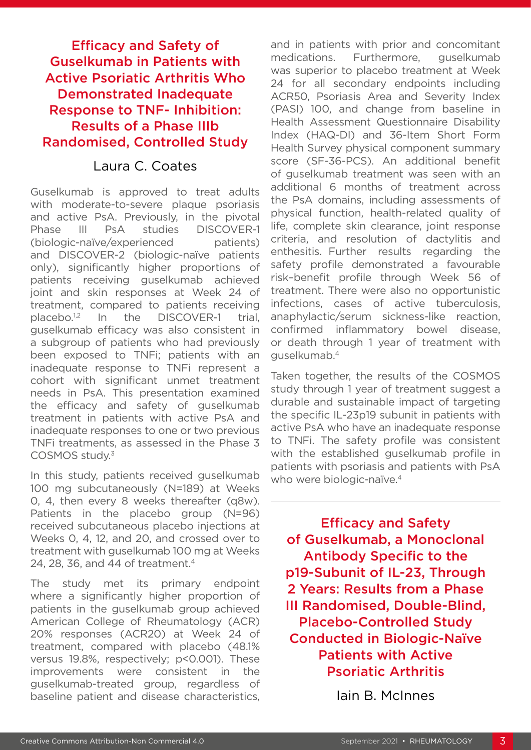## Efficacy and Safety of Guselkumab in Patients with Active Psoriatic Arthritis Who Demonstrated Inadequate Response to TNF- Inhibition: Results of a Phase IIIb Randomised, Controlled Study

Laura C. Coates

Guselkumab is approved to treat adults with moderate-to-severe plaque psoriasis and active PsA. Previously, in the pivotal Phase III PsA studies DISCOVER-1 (biologic-naïve/experienced patients) and DISCOVER-2 (biologic-naïve patients only), significantly higher proportions of patients receiving guselkumab achieved joint and skin responses at Week 24 of treatment, compared to patients receiving placebo.[1,2] In the DISCOVER-1 trial, guselkumab efficacy was also consistent in a subgroup of patients who had previously been exposed to TNFi; patients with an inadequate response to TNFi represent a cohort with significant unmet treatment needs in PsA. This presentation examined the efficacy and safety of guselkumab treatment in patients with active PsA and inadequate responses to one or two previous TNFi treatments, as assessed in the Phase 3 COSMOS study.[3]

In this study, patients received guselkumab 100 mg subcutaneously (N=189) at Weeks 0, 4, then every 8 weeks thereafter (q8w). Patients in the placebo group (N=96) received subcutaneous placebo injections at Weeks 0, 4, 12, and 20, and crossed over to treatment with guselkumab 100 mg at Weeks 24, 28, 36, and 44 of treatment.[4]

The study met its primary endpoint where a significantly higher proportion of patients in the guselkumab group achieved American College of Rheumatology (ACR) 20% responses (ACR20) at Week 24 of treatment, compared with placebo (48.1% versus 19.8%, respectively; $p<0.001$). These improvements were consistent in the guselkumab-treated group, regardless of baseline patient and disease characteristics, and in patients with prior and concomitant medications. Furthermore, guselkumab was superior to placebo treatment at Week 24 for all secondary endpoints including ACR50, Psoriasis Area and Severity Index (PASI) 100, and change from baseline in Health Assessment Questionnaire Disability Index (HAQ-DI) and 36-Item Short Form Health Survey physical component summary score (SF-36-PCS). An additional benefit of guselkumab treatment was seen with an additional 6 months of treatment across the PsA domains, including assessments of physical function, health-related quality of life, complete skin clearance, joint response criteria, and resolution of dactylitis and enthesitis. Further results regarding the safety profile demonstrated a favourable risk–benefit profile through Week 56 of treatment. There were also no opportunistic infections, cases of active tuberculosis, anaphylactic/serum sickness-like reaction, confirmed inflammatory bowel disease, or death through 1 year of treatment with guselkumab.[4]

Taken together, the results of the COSMOS study through 1 year of treatment suggest a durable and sustainable impact of targeting the specific IL-23p19 subunit in patients with active PsA who have an inadequate response to TNFi. The safety profile was consistent with the established guselkumab profile in patients with psoriasis and patients with PsA who were biologic-naïve.[4]

## Efficacy and Safety of Guselkumab, a Monoclonal Antibody Specific to the p19-Subunit of IL-23, Through 2 Years: Results from a Phase III Randomised, Double-Blind, Placebo-Controlled Study Conducted in Biologic-Naïve Patients with Active Psoriatic Arthritis

Iain B. McInnes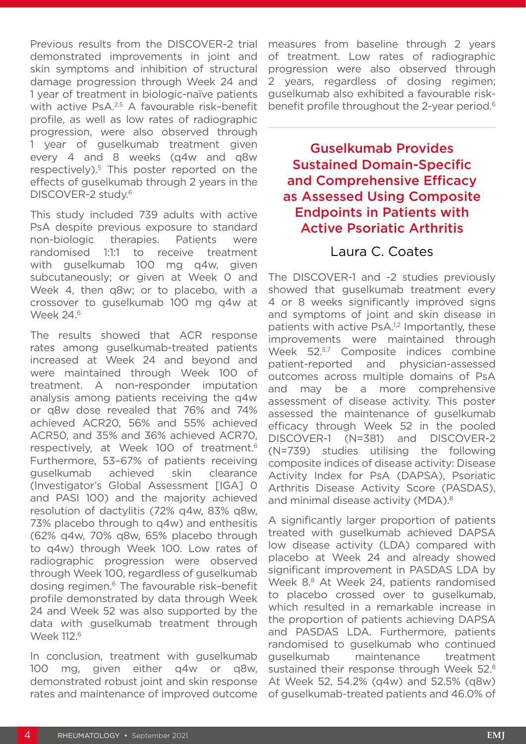Previous results from the DISCOVER-2 trial demonstrated improvements in joint and skin symptoms and inhibition of structural damage progression through Week 24 and 1 year of treatment in biologic-naïve patients with active PsA.[2,5] A favourable risk–benefit profile, as well as low rates of radiographic progression, were also observed through 1 year of guselkumab treatment given every 4 and 8 weeks (q4w and q8w respectively).[5] This poster reported on the effects of guselkumab through 2 years in the DISCOVER-2 study.[6]

This study included 739 adults with active PsA despite previous exposure to standard non-biologic therapies. Patients were randomised 1:1:1 to receive treatment with guselkumab 100 mg q4w, given subcutaneously; or given at Week 0 and Week 4, then q8w; or to placebo, with a crossover to guselkumab 100 mg q4w at Week 24.[6]

The results showed that ACR response rates among guselkumab-treated patients increased at Week 24 and beyond and were maintained through Week 100 of treatment. A non-responder imputation analysis among patients receiving the q4w or q8w dose revealed that 76% and 74% achieved ACR20, 56% and 55% achieved ACR50, and 35% and 36% achieved ACR70, respectively, at Week 100 of treatment.[6] Furthermore, 53–67% of patients receiving guselkumab achieved skin clearance (Investigator's Global Assessment [IGA] 0 and PASI 100) and the majority achieved resolution of dactylitis (72% q4w, 83% q8w, 73% placebo through to q4w) and enthesitis (62% q4w, 70% q8w, 65% placebo through to q4w) through Week 100. Low rates of radiographic progression were observed through Week 100, regardless of guselkumab dosing regimen.[6] The favourable risk–benefit profile demonstrated by data through Week 24 and Week 52 was also supported by the data with guselkumab treatment through Week 112.[6]

In conclusion, treatment with guselkumab 100 mg, given either q4w or q8w, demonstrated robust joint and skin response rates and maintenance of improved outcome measures from baseline through 2 years of treatment. Low rates of radiographic progression were also observed through 2 years, regardless of dosing regimen; guselkumab also exhibited a favourable risk-benefit profile throughout the 2-year period.[6]

## Guselkumab Provides Sustained Domain-Specific and Comprehensive Efficacy as Assessed Using Composite Endpoints in Patients with Active Psoriatic Arthritis

Laura C. Coates

The DISCOVER-1 and -2 studies previously showed that guselkumab treatment every 4 or 8 weeks significantly improved signs and symptoms of joint and skin disease in patients with active PsA.[1,2] Importantly, these improvements were maintained through Week 52.[5,7] Composite indices combine patient-reported and physician-assessed outcomes across multiple domains of PsA and may be a more comprehensive assessment of disease activity. This poster assessed the maintenance of guselkumab efficacy through Week 52 in the pooled DISCOVER-1 (N=381) and DISCOVER-2 (N=739) studies utilising the following composite indices of disease activity: Disease Activity Index for PsA (DAPSA), Psoriatic Arthritis Disease Activity Score (PASDAS), and minimal disease activity (MDA).[8]

A significantly larger proportion of patients treated with guselkumab achieved DAPSA low disease activity (LDA) compared with placebo at Week 24 and already showed significant improvement in PASDAS LDA by Week 8.[8] At Week 24, patients randomised to placebo crossed over to guselkumab, which resulted in a remarkable increase in the proportion of patients achieving DAPSA and PASDAS LDA. Furthermore, patients randomised to guselkumab who continued guselkumab maintenance treatment sustained their response through Week 52.[8] At Week 52, 54.2% (q4w) and 52.5% (q8w) of guselkumab-treated patients and 46.0% of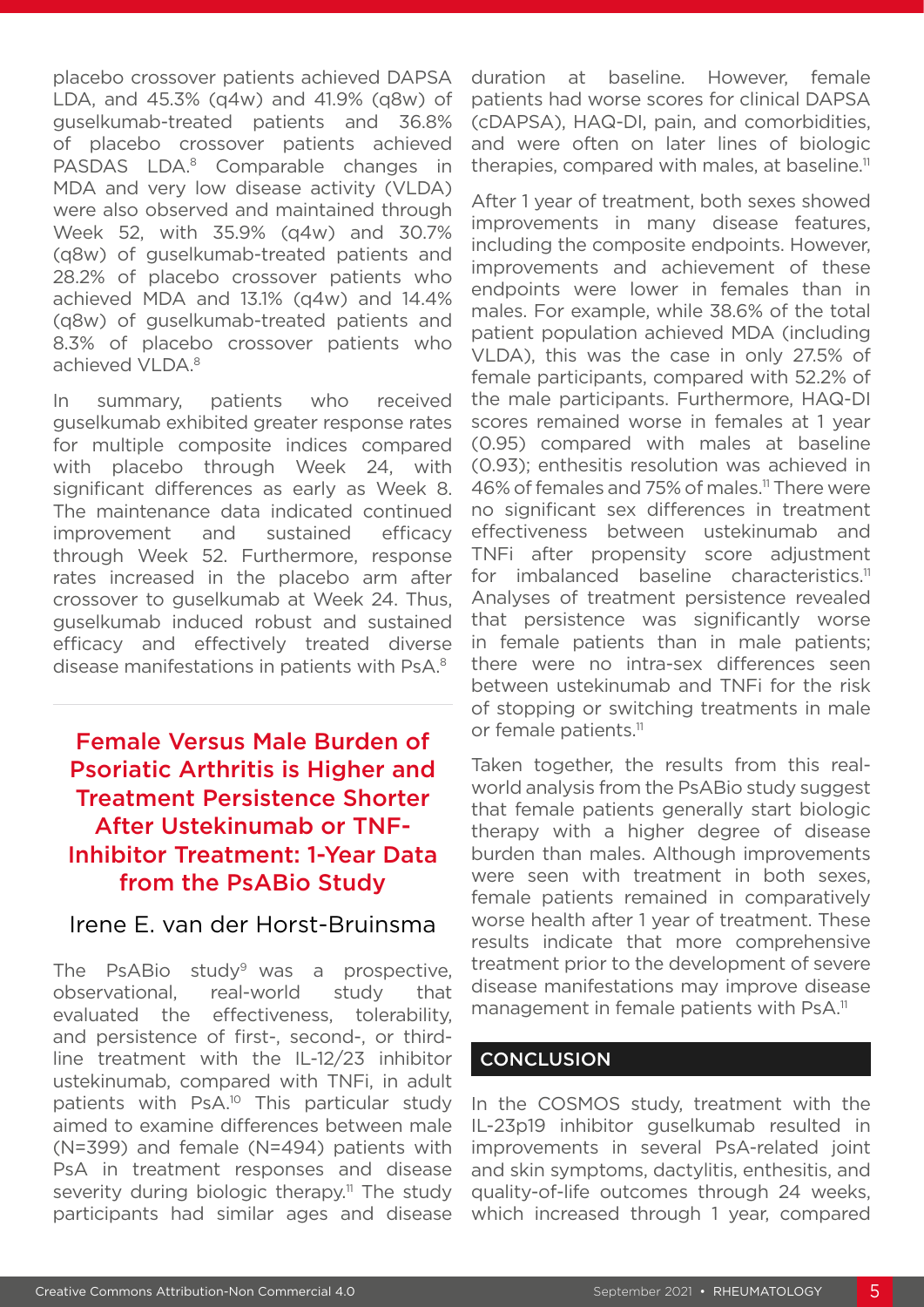placebo crossover patients achieved DAPSA LDA, and 45.3% (q4w) and 41.9% (q8w) of guselkumab-treated patients and 36.8% of placebo crossover patients achieved PASDAS LDA.[8] Comparable changes in MDA and very low disease activity (VLDA) were also observed and maintained through Week 52, with 35.9% (q4w) and 30.7% (q8w) of guselkumab-treated patients and 28.2% of placebo crossover patients who achieved MDA and 13.1% (q4w) and 14.4% (q8w) of guselkumab-treated patients and 8.3% of placebo crossover patients who achieved VLDA.[8]

In summary, patients who received guselkumab exhibited greater response rates for multiple composite indices compared with placebo through Week 24, with significant differences as early as Week 8. The maintenance data indicated continued improvement and sustained efficacy through Week 52. Furthermore, response rates increased in the placebo arm after crossover to guselkumab at Week 24. Thus, guselkumab induced robust and sustained efficacy and effectively treated diverse disease manifestations in patients with PsA.[8]

## Female Versus Male Burden of Psoriatic Arthritis is Higher and Treatment Persistence Shorter After Ustekinumab or TNF-Inhibitor Treatment: 1-Year Data from the PsABio Study

Irene E. van der Horst-Bruinsma

The PsABio study[9] was a prospective, observational, real-world study that evaluated the effectiveness, tolerability, and persistence of first-, second-, or third-line treatment with the IL-12/23 inhibitor ustekinumab, compared with TNFi, in adult patients with PsA.[10] This particular study aimed to examine differences between male (N=399) and female (N=494) patients with PsA in treatment responses and disease severity during biologic therapy.[11] The study participants had similar ages and disease duration at baseline. However, female patients had worse scores for clinical DAPSA (cDAPSA), HAQ-DI, pain, and comorbidities, and were often on later lines of biologic therapies, compared with males, at baseline.[11]

After 1 year of treatment, both sexes showed improvements in many disease features, including the composite endpoints. However, improvements and achievement of these endpoints were lower in females than in males. For example, while 38.6% of the total patient population achieved MDA (including VLDA), this was the case in only 27.5% of female participants, compared with 52.2% of the male participants. Furthermore, HAQ-DI scores remained worse in females at 1 year (0.95) compared with males at baseline (0.93); enthesitis resolution was achieved in 46% of females and 75% of males.[11] There were no significant sex differences in treatment effectiveness between ustekinumab and TNFi after propensity score adjustment for imbalanced baseline characteristics.[11] Analyses of treatment persistence revealed that persistence was significantly worse in female patients than in male patients; there were no intra-sex differences seen between ustekinumab and TNFi for the risk of stopping or switching treatments in male or female patients.[11]

Taken together, the results from this real-world analysis from the PsABio study suggest that female patients generally start biologic therapy with a higher degree of disease burden than males. Although improvements were seen with treatment in both sexes, female patients remained in comparatively worse health after 1 year of treatment. These results indicate that more comprehensive treatment prior to the development of severe disease manifestations may improve disease management in female patients with PsA.[11]

## CONCLUSION

In the COSMOS study, treatment with the IL-23p19 inhibitor guselkumab resulted in improvements in several PsA-related joint and skin symptoms, dactylitis, enthesitis, and quality-of-life outcomes through 24 weeks, which increased through 1 year, compared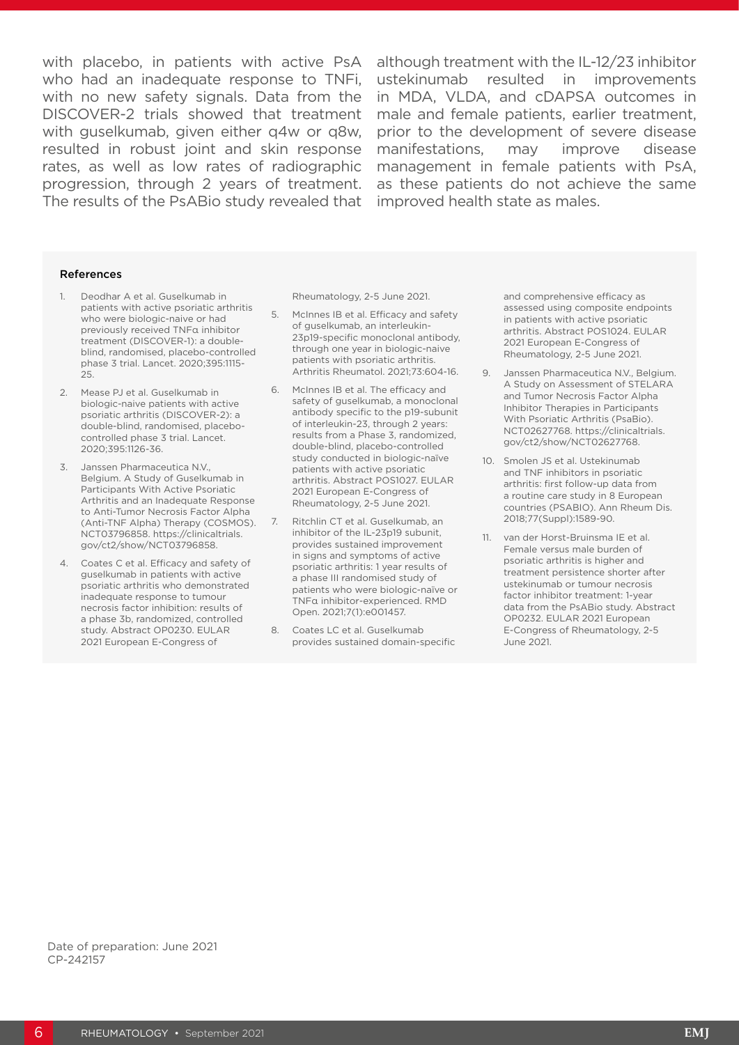with placebo, in patients with active PsA who had an inadequate response to TNFi, with no new safety signals. Data from the DISCOVER-2 trials showed that treatment with guselkumab, given either q4w or q8w, resulted in robust joint and skin response rates, as well as low rates of radiographic progression, through 2 years of treatment. The results of the PsABio study revealed that although treatment with the IL-12/23 inhibitor ustekinumab resulted in improvements in MDA, VLDA, and cDAPSA outcomes in male and female patients, earlier treatment, prior to the development of severe disease manifestations, may improve disease management in female patients with PsA, as these patients do not achieve the same improved health state as males.

#### References

1. Deodhar A et al. Guselkumab in patients with active psoriatic arthritis who were biologic-naive or had previously received TNFα inhibitor treatment (DISCOVER-1): a double-blind, randomised, placebo-controlled phase 3 trial. Lancet. 2020;395:1115-25.
2. Mease PJ et al. Guselkumab in biologic-naive patients with active psoriatic arthritis (DISCOVER-2): a double-blind, randomised, placebo-controlled phase 3 trial. Lancet. 2020;395:1126-36.
3. Janssen Pharmaceutica N.V., Belgium. A Study of Guselkumab in Participants With Active Psoriatic Arthritis and an Inadequate Response to Anti-Tumor Necrosis Factor Alpha (Anti-TNF Alpha) Therapy (COSMOS). NCT03796858. https://clinicaltrials.gov/ct2/show/NCT03796858.
4. Coates C et al. Efficacy and safety of guselkumab in patients with active psoriatic arthritis who demonstrated inadequate response to tumour necrosis factor inhibition: results of a phase 3b, randomized, controlled study. Abstract OP0230. EULAR 2021 European E-Congress of Rheumatology, 2-5 June 2021.
5. McInnes IB et al. Efficacy and safety of guselkumab, an interleukin-23p19-specific monoclonal antibody, through one year in biologic-naive patients with psoriatic arthritis. Arthritis Rheumatol. 2021;73:604-16.
6. McInnes IB et al. The efficacy and safety of guselkumab, a monoclonal antibody specific to the p19-subunit of interleukin-23, through 2 years: results from a Phase 3, randomized, double-blind, placebo-controlled study conducted in biologic-naïve patients with active psoriatic arthritis. Abstract POS1027. EULAR 2021 European E-Congress of Rheumatology, 2-5 June 2021.
7. Ritchlin CT et al. Guselkumab, an inhibitor of the IL-23p19 subunit, provides sustained improvement in signs and symptoms of active psoriatic arthritis: 1 year results of a phase III randomised study of patients who were biologic-naïve or TNFα inhibitor-experienced. RMD Open. 2021;7(1):e001457.
8. Coates LC et al. Guselkumab provides sustained domain-specific and comprehensive efficacy as assessed using composite endpoints in patients with active psoriatic arthritis. Abstract POS1024. EULAR 2021 European E-Congress of Rheumatology, 2-5 June 2021.
9. Janssen Pharmaceutica N.V., Belgium. A Study on Assessment of STELARA and Tumor Necrosis Factor Alpha Inhibitor Therapies in Participants With Psoriatic Arthritis (PsaBio). NCT02627768. https://clinicaltrials.gov/ct2/show/NCT02627768.
10. Smolen JS et al. Ustekinumab and TNF inhibitors in psoriatic arthritis: first follow-up data from a routine care study in 8 European countries (PSABIO). Ann Rheum Dis. 2018;77(Suppl):1589-90.
11. van der Horst-Bruinsma IE et al. Female versus male burden of psoriatic arthritis is higher and treatment persistence shorter after ustekinumab or tumour necrosis factor inhibitor treatment: 1-year data from the PsABio study. Abstract OP0232. EULAR 2021 European E-Congress of Rheumatology, 2-5 June 2021.

Date of preparation: June 2021
CP-242157